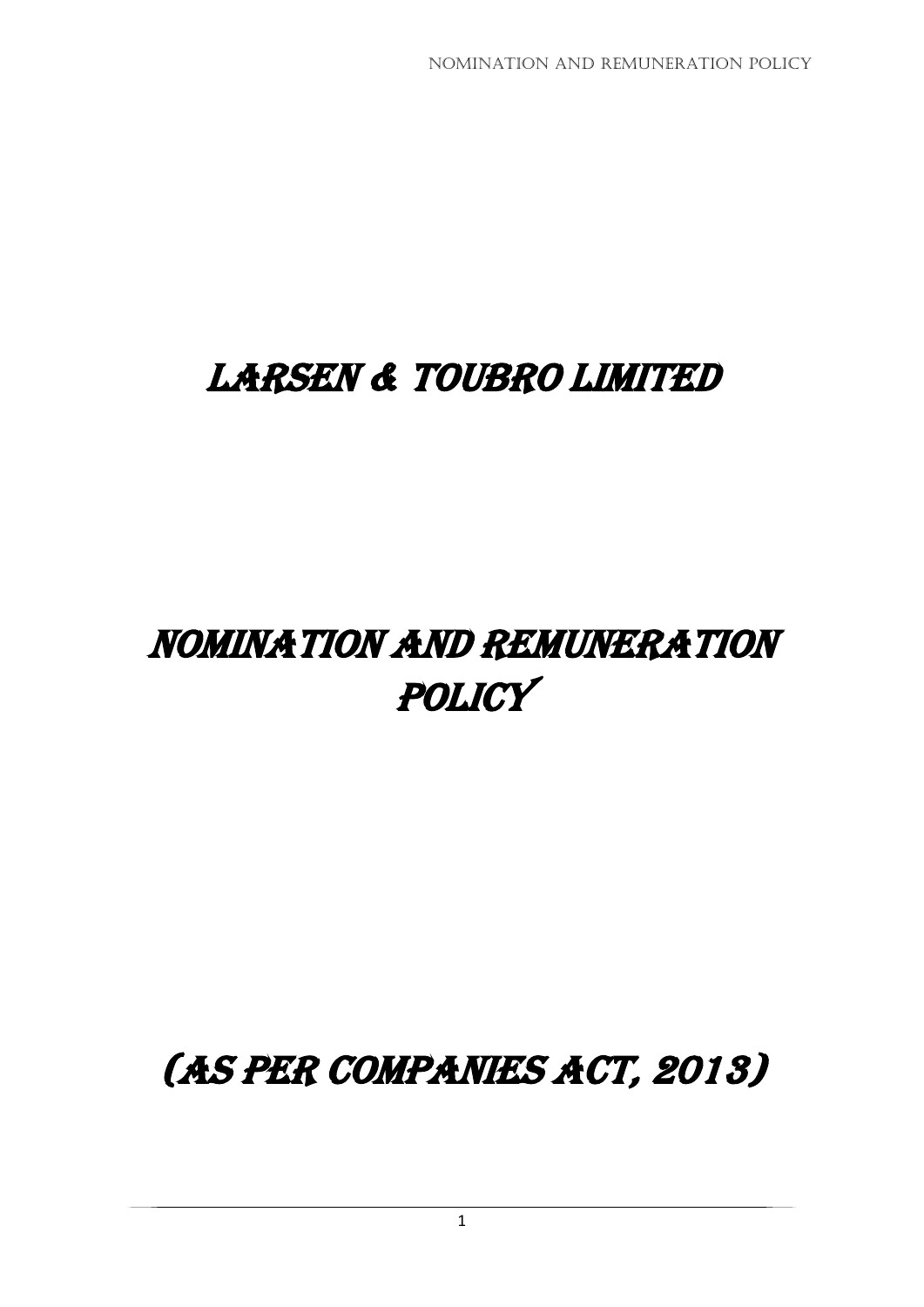# LARSEN & TOUBRO LIMITED

# NOMINATION AND REMUNERATION POLICY

# (AS PER COMPANIES ACT, 2013)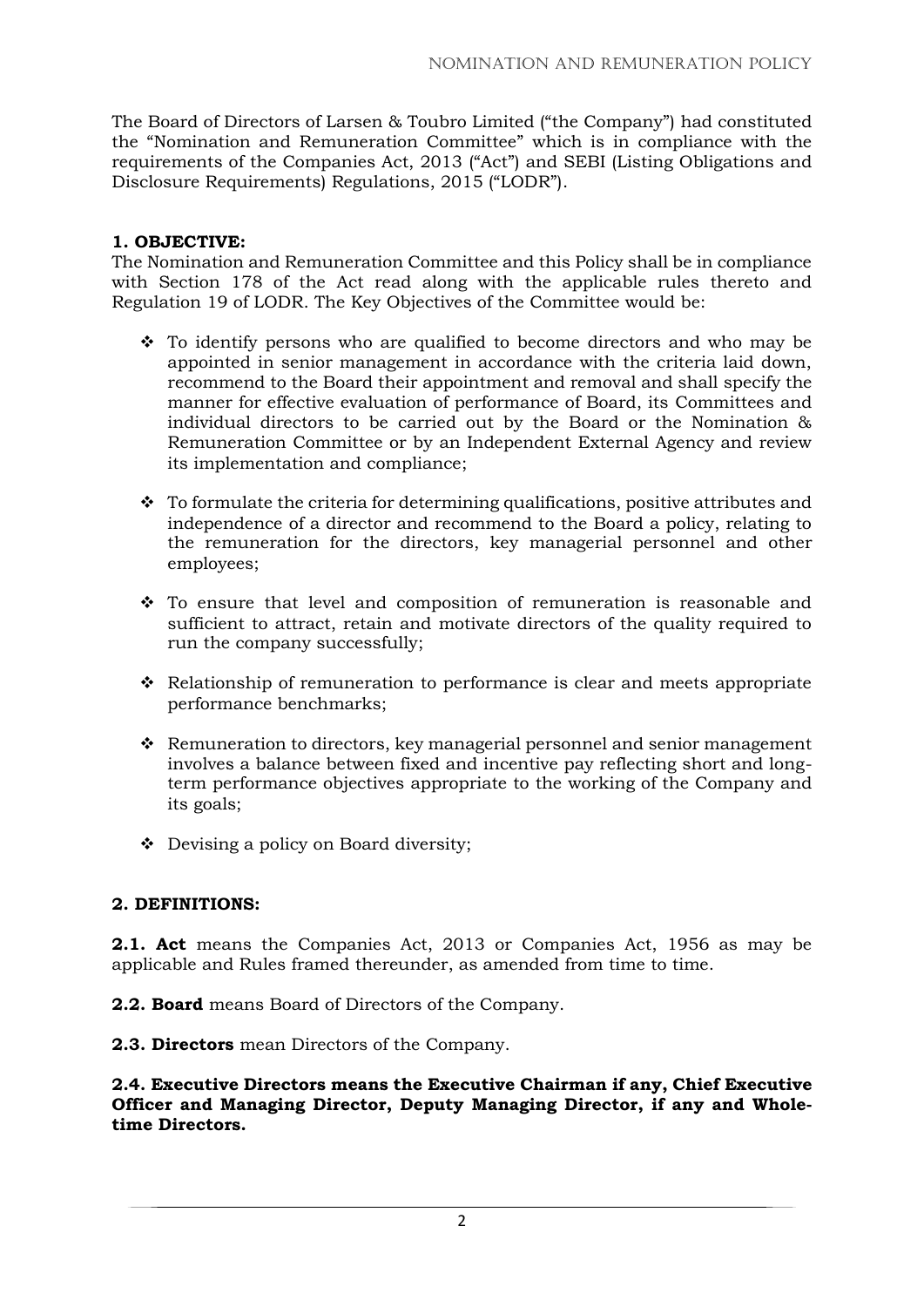The Board of Directors of Larsen & Toubro Limited ("the Company") had constituted the "Nomination and Remuneration Committee" which is in compliance with the requirements of the Companies Act, 2013 ("Act") and SEBI (Listing Obligations and Disclosure Requirements) Regulations, 2015 ("LODR").

**1. OBJECTIVE:**

The Nomination and Remuneration Committee and this Policy shall be in compliance with Section 178 of the Act read along with the applicable rules thereto and Regulation 19 of LODR. The Key Objectives of the Committee would be:

- To identify persons who are qualified to become directors and who may be appointed in senior management in accordance with the criteria laid down, recommend to the Board their appointment and removal and shall specify the manner for effective evaluation of performance of Board, its Committees and individual directors to be carried out by the Board or the Nomination & Remuneration Committee or by an Independent External Agency and review its implementation and compliance;
- To formulate the criteria for determining qualifications, positive attributes and independence of a director and recommend to the Board a policy, relating to the remuneration for the directors, key managerial personnel and other employees;
- To ensure that level and composition of remuneration is reasonable and sufficient to attract, retain and motivate directors of the quality required to run the company successfully;
- Relationship of remuneration to performance is clear and meets appropriate performance benchmarks;
- Remuneration to directors, key managerial personnel and senior management involves a balance between fixed and incentive pay reflecting short and long-term performance objectives appropriate to the working of the Company and its goals;
- Devising a policy on Board diversity;

**2. DEFINITIONS:**

**2.1. Act** means the Companies Act, 2013 or Companies Act, 1956 as may be applicable and Rules framed thereunder, as amended from time to time.

**2.2. Board** means Board of Directors of the Company.

**2.3. Directors** mean Directors of the Company.

**2.4. Executive Directors means the Executive Chairman if any, Chief Executive Officer and Managing Director, Deputy Managing Director, if any and Whole-time Directors.**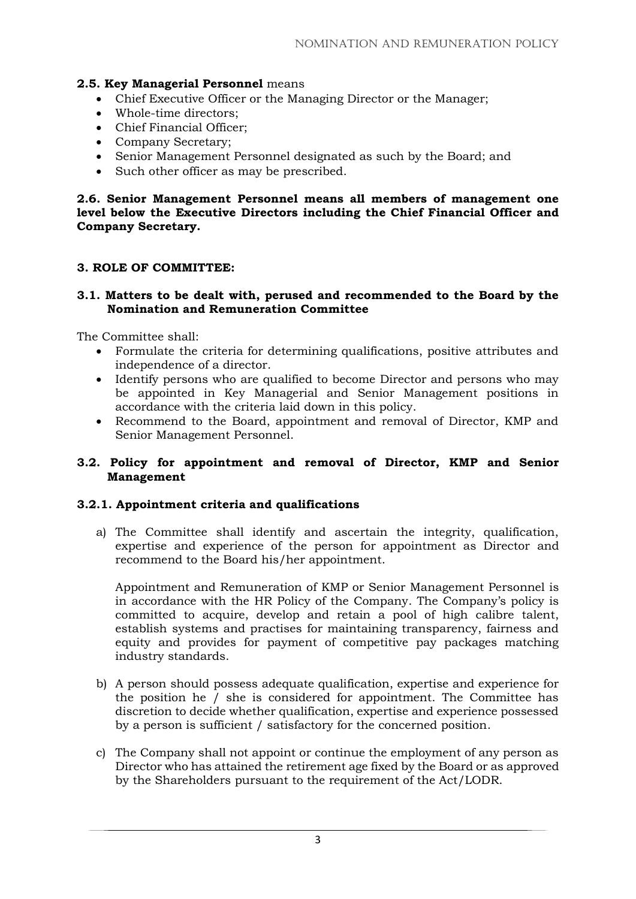**2.5. Key Managerial Personnel** means

- Chief Executive Officer or the Managing Director or the Manager;
- Whole-time directors;
- Chief Financial Officer;
- Company Secretary;
- Senior Management Personnel designated as such by the Board; and
- Such other officer as may be prescribed.

**2.6. Senior Management Personnel means all members of management one level below the Executive Directors including the Chief Financial Officer and Company Secretary.**

### 3. ROLE OF COMMITTEE:

#### 3.1. Matters to be dealt with, perused and recommended to the Board by the Nomination and Remuneration Committee

The Committee shall:

- Formulate the criteria for determining qualifications, positive attributes and independence of a director.
- Identify persons who are qualified to become Director and persons who may be appointed in Key Managerial and Senior Management positions in accordance with the criteria laid down in this policy.
- Recommend to the Board, appointment and removal of Director, KMP and Senior Management Personnel.

#### 3.2. Policy for appointment and removal of Director, KMP and Senior Management

#### 3.2.1. Appointment criteria and qualifications

a) The Committee shall identify and ascertain the integrity, qualification, expertise and experience of the person for appointment as Director and recommend to the Board his/her appointment.

   Appointment and Remuneration of KMP or Senior Management Personnel is in accordance with the HR Policy of the Company. The Company's policy is committed to acquire, develop and retain a pool of high calibre talent, establish systems and practises for maintaining transparency, fairness and equity and provides for payment of competitive pay packages matching industry standards.

b) A person should possess adequate qualification, expertise and experience for the position he / she is considered for appointment. The Committee has discretion to decide whether qualification, expertise and experience possessed by a person is sufficient / satisfactory for the concerned position.

c) The Company shall not appoint or continue the employment of any person as Director who has attained the retirement age fixed by the Board or as approved by the Shareholders pursuant to the requirement of the Act/LODR.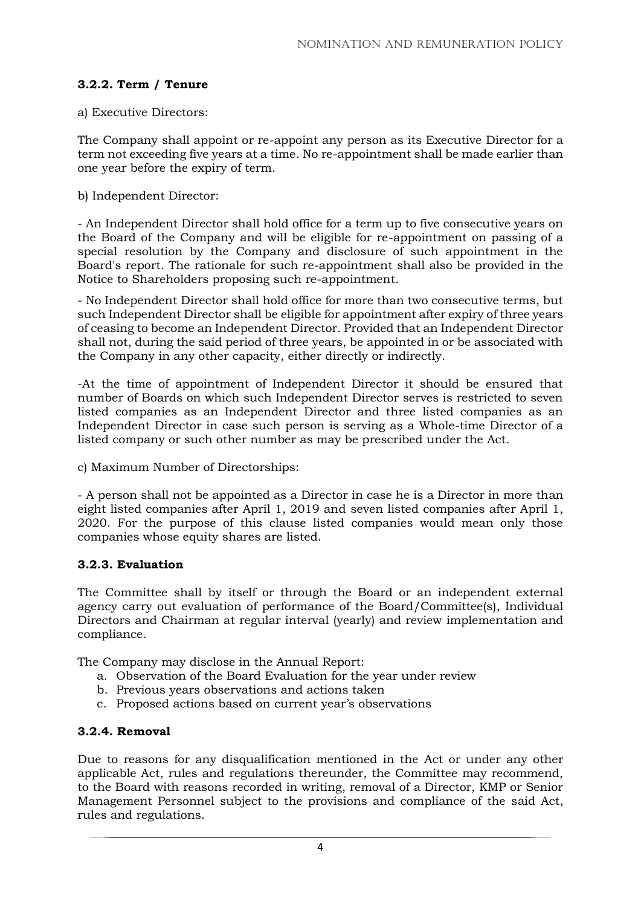### 3.2.2. Term / Tenure

a) Executive Directors:

The Company shall appoint or re-appoint any person as its Executive Director for a term not exceeding five years at a time. No re-appointment shall be made earlier than one year before the expiry of term.

b) Independent Director:

- An Independent Director shall hold office for a term up to five consecutive years on the Board of the Company and will be eligible for re-appointment on passing of a special resolution by the Company and disclosure of such appointment in the Board's report. The rationale for such re-appointment shall also be provided in the Notice to Shareholders proposing such re-appointment.

- No Independent Director shall hold office for more than two consecutive terms, but such Independent Director shall be eligible for appointment after expiry of three years of ceasing to become an Independent Director. Provided that an Independent Director shall not, during the said period of three years, be appointed in or be associated with the Company in any other capacity, either directly or indirectly.

-At the time of appointment of Independent Director it should be ensured that number of Boards on which such Independent Director serves is restricted to seven listed companies as an Independent Director and three listed companies as an Independent Director in case such person is serving as a Whole-time Director of a listed company or such other number as may be prescribed under the Act.

c) Maximum Number of Directorships:

- A person shall not be appointed as a Director in case he is a Director in more than eight listed companies after April 1, 2019 and seven listed companies after April 1, 2020. For the purpose of this clause listed companies would mean only those companies whose equity shares are listed.

### 3.2.3. Evaluation

The Committee shall by itself or through the Board or an independent external agency carry out evaluation of performance of the Board/Committee(s), Individual Directors and Chairman at regular interval (yearly) and review implementation and compliance.

The Company may disclose in the Annual Report:

a. Observation of the Board Evaluation for the year under review
b. Previous years observations and actions taken
c. Proposed actions based on current year's observations

### 3.2.4. Removal

Due to reasons for any disqualification mentioned in the Act or under any other applicable Act, rules and regulations thereunder, the Committee may recommend, to the Board with reasons recorded in writing, removal of a Director, KMP or Senior Management Personnel subject to the provisions and compliance of the said Act, rules and regulations.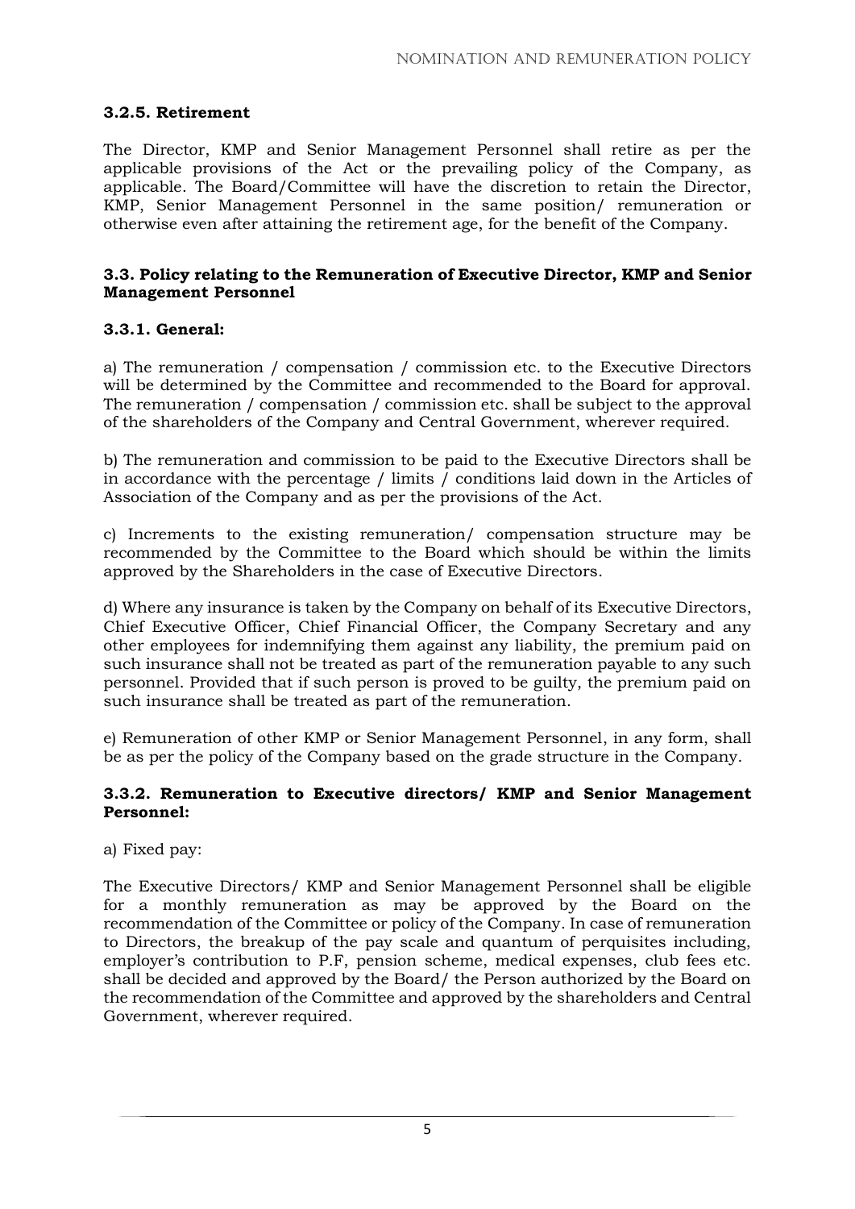### 3.2.5. Retirement

The Director, KMP and Senior Management Personnel shall retire as per the applicable provisions of the Act or the prevailing policy of the Company, as applicable. The Board/Committee will have the discretion to retain the Director, KMP, Senior Management Personnel in the same position/ remuneration or otherwise even after attaining the retirement age, for the benefit of the Company.

### 3.3. Policy relating to the Remuneration of Executive Director, KMP and Senior Management Personnel

### 3.3.1. General:

a) The remuneration / compensation / commission etc. to the Executive Directors will be determined by the Committee and recommended to the Board for approval. The remuneration / compensation / commission etc. shall be subject to the approval of the shareholders of the Company and Central Government, wherever required.

b) The remuneration and commission to be paid to the Executive Directors shall be in accordance with the percentage / limits / conditions laid down in the Articles of Association of the Company and as per the provisions of the Act.

c) Increments to the existing remuneration/ compensation structure may be recommended by the Committee to the Board which should be within the limits approved by the Shareholders in the case of Executive Directors.

d) Where any insurance is taken by the Company on behalf of its Executive Directors, Chief Executive Officer, Chief Financial Officer, the Company Secretary and any other employees for indemnifying them against any liability, the premium paid on such insurance shall not be treated as part of the remuneration payable to any such personnel. Provided that if such person is proved to be guilty, the premium paid on such insurance shall be treated as part of the remuneration.

e) Remuneration of other KMP or Senior Management Personnel, in any form, shall be as per the policy of the Company based on the grade structure in the Company.

### 3.3.2. Remuneration to Executive directors/ KMP and Senior Management Personnel:

a) Fixed pay:

The Executive Directors/ KMP and Senior Management Personnel shall be eligible for a monthly remuneration as may be approved by the Board on the recommendation of the Committee or policy of the Company. In case of remuneration to Directors, the breakup of the pay scale and quantum of perquisites including, employer's contribution to P.F, pension scheme, medical expenses, club fees etc. shall be decided and approved by the Board/ the Person authorized by the Board on the recommendation of the Committee and approved by the shareholders and Central Government, wherever required.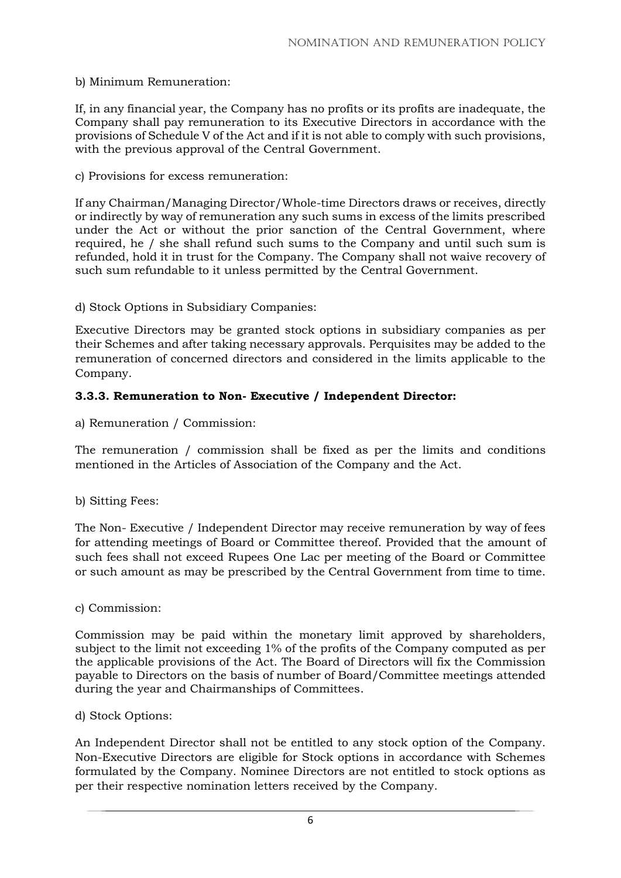b) Minimum Remuneration:

If, in any financial year, the Company has no profits or its profits are inadequate, the Company shall pay remuneration to its Executive Directors in accordance with the provisions of Schedule V of the Act and if it is not able to comply with such provisions, with the previous approval of the Central Government.

c) Provisions for excess remuneration:

If any Chairman/Managing Director/Whole-time Directors draws or receives, directly or indirectly by way of remuneration any such sums in excess of the limits prescribed under the Act or without the prior sanction of the Central Government, where required, he / she shall refund such sums to the Company and until such sum is refunded, hold it in trust for the Company. The Company shall not waive recovery of such sum refundable to it unless permitted by the Central Government.

d) Stock Options in Subsidiary Companies:

Executive Directors may be granted stock options in subsidiary companies as per their Schemes and after taking necessary approvals. Perquisites may be added to the remuneration of concerned directors and considered in the limits applicable to the Company.

### 3.3.3. Remuneration to Non- Executive / Independent Director:

a) Remuneration / Commission:

The remuneration / commission shall be fixed as per the limits and conditions mentioned in the Articles of Association of the Company and the Act.

b) Sitting Fees:

The Non- Executive / Independent Director may receive remuneration by way of fees for attending meetings of Board or Committee thereof. Provided that the amount of such fees shall not exceed Rupees One Lac per meeting of the Board or Committee or such amount as may be prescribed by the Central Government from time to time.

c) Commission:

Commission may be paid within the monetary limit approved by shareholders, subject to the limit not exceeding 1% of the profits of the Company computed as per the applicable provisions of the Act. The Board of Directors will fix the Commission payable to Directors on the basis of number of Board/Committee meetings attended during the year and Chairmanships of Committees.

d) Stock Options:

An Independent Director shall not be entitled to any stock option of the Company. Non-Executive Directors are eligible for Stock options in accordance with Schemes formulated by the Company. Nominee Directors are not entitled to stock options as per their respective nomination letters received by the Company.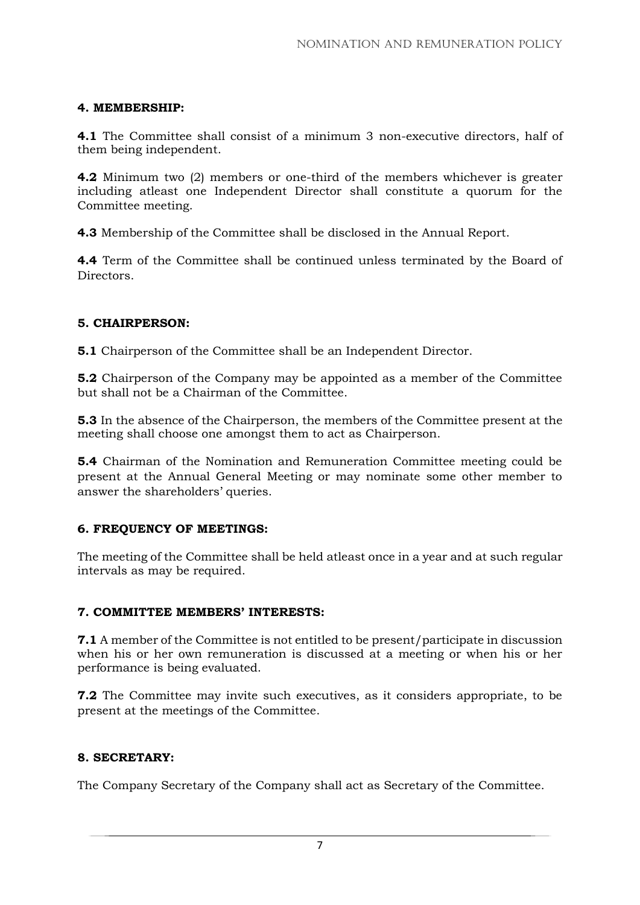### 4. MEMBERSHIP:

**4.1** The Committee shall consist of a minimum 3 non-executive directors, half of them being independent.

**4.2** Minimum two (2) members or one-third of the members whichever is greater including atleast one Independent Director shall constitute a quorum for the Committee meeting.

**4.3** Membership of the Committee shall be disclosed in the Annual Report.

**4.4** Term of the Committee shall be continued unless terminated by the Board of Directors.

### 5. CHAIRPERSON:

**5.1** Chairperson of the Committee shall be an Independent Director.

**5.2** Chairperson of the Company may be appointed as a member of the Committee but shall not be a Chairman of the Committee.

**5.3** In the absence of the Chairperson, the members of the Committee present at the meeting shall choose one amongst them to act as Chairperson.

**5.4** Chairman of the Nomination and Remuneration Committee meeting could be present at the Annual General Meeting or may nominate some other member to answer the shareholders' queries.

### 6. FREQUENCY OF MEETINGS:

The meeting of the Committee shall be held atleast once in a year and at such regular intervals as may be required.

### 7. COMMITTEE MEMBERS' INTERESTS:

**7.1** A member of the Committee is not entitled to be present/participate in discussion when his or her own remuneration is discussed at a meeting or when his or her performance is being evaluated.

**7.2** The Committee may invite such executives, as it considers appropriate, to be present at the meetings of the Committee.

### 8. SECRETARY:

The Company Secretary of the Company shall act as Secretary of the Committee.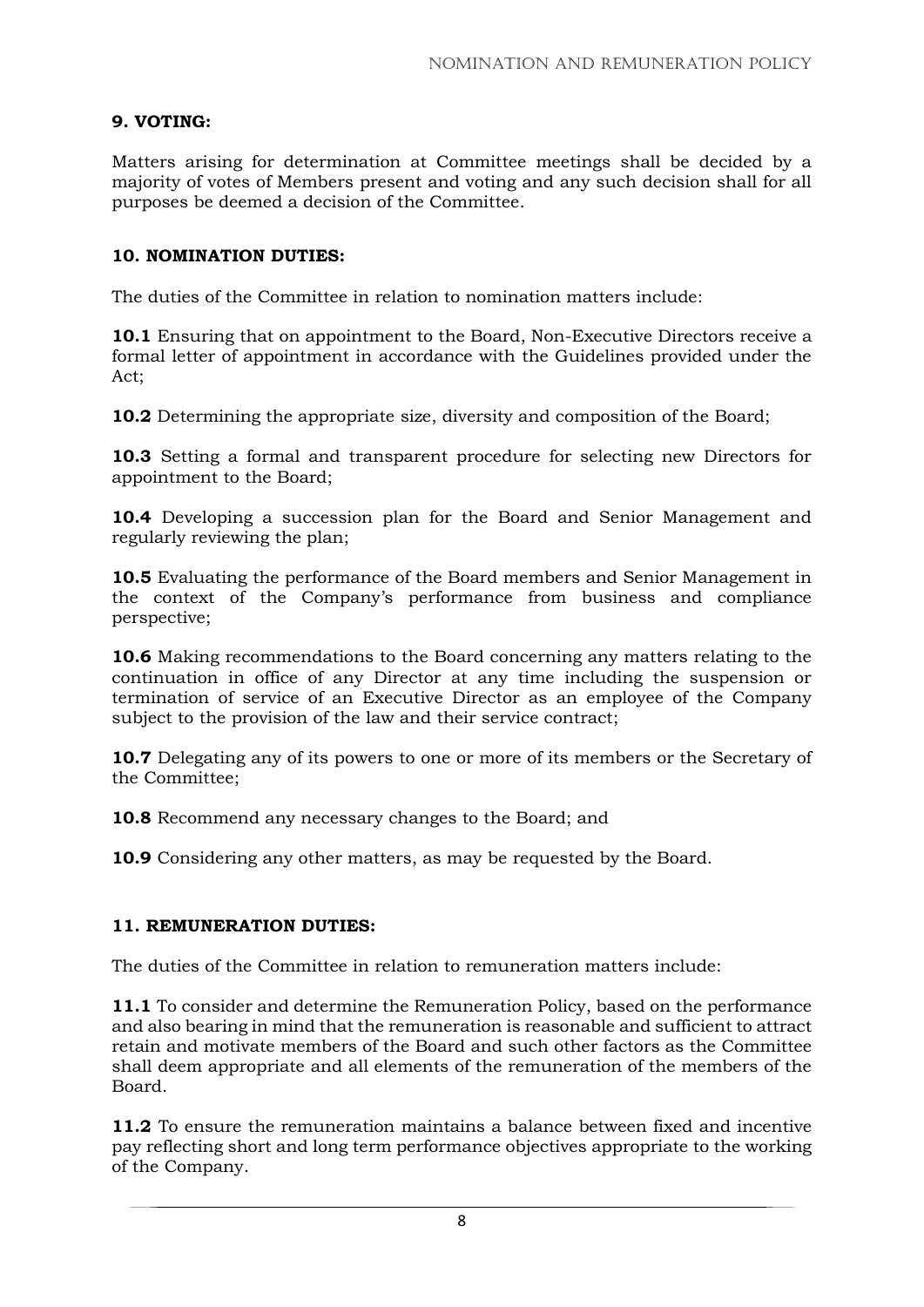## 9. VOTING:

Matters arising for determination at Committee meetings shall be decided by a majority of votes of Members present and voting and any such decision shall for all purposes be deemed a decision of the Committee.

## 10. NOMINATION DUTIES:

The duties of the Committee in relation to nomination matters include:

**10.1** Ensuring that on appointment to the Board, Non-Executive Directors receive a formal letter of appointment in accordance with the Guidelines provided under the Act;

**10.2** Determining the appropriate size, diversity and composition of the Board;

**10.3** Setting a formal and transparent procedure for selecting new Directors for appointment to the Board;

**10.4** Developing a succession plan for the Board and Senior Management and regularly reviewing the plan;

**10.5** Evaluating the performance of the Board members and Senior Management in the context of the Company's performance from business and compliance perspective;

**10.6** Making recommendations to the Board concerning any matters relating to the continuation in office of any Director at any time including the suspension or termination of service of an Executive Director as an employee of the Company subject to the provision of the law and their service contract;

**10.7** Delegating any of its powers to one or more of its members or the Secretary of the Committee;

**10.8** Recommend any necessary changes to the Board; and

**10.9** Considering any other matters, as may be requested by the Board.

## 11. REMUNERATION DUTIES:

The duties of the Committee in relation to remuneration matters include:

**11.1** To consider and determine the Remuneration Policy, based on the performance and also bearing in mind that the remuneration is reasonable and sufficient to attract retain and motivate members of the Board and such other factors as the Committee shall deem appropriate and all elements of the remuneration of the members of the Board.

**11.2** To ensure the remuneration maintains a balance between fixed and incentive pay reflecting short and long term performance objectives appropriate to the working of the Company.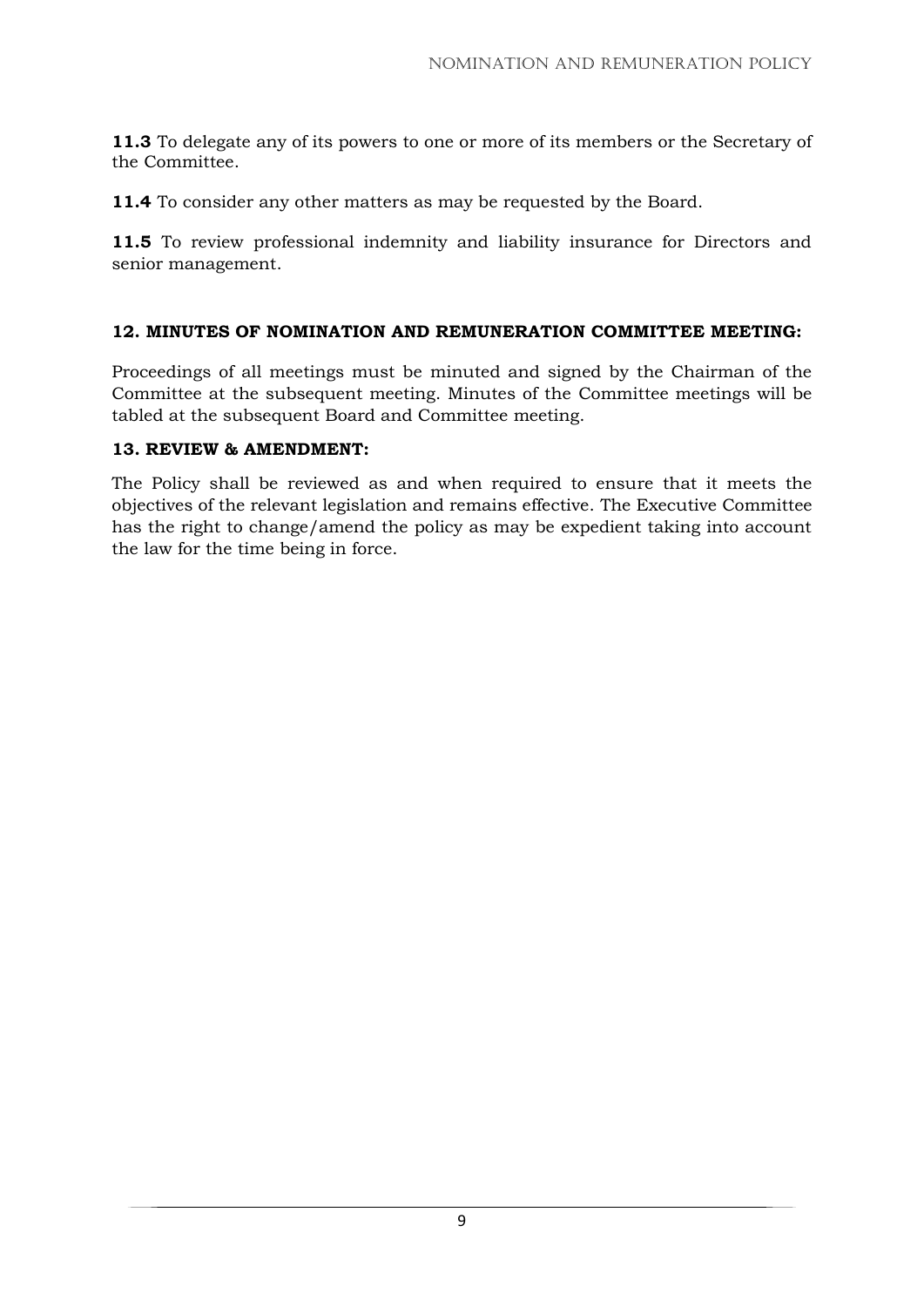**11.3** To delegate any of its powers to one or more of its members or the Secretary of the Committee.

**11.4** To consider any other matters as may be requested by the Board.

**11.5** To review professional indemnity and liability insurance for Directors and senior management.

### 12. MINUTES OF NOMINATION AND REMUNERATION COMMITTEE MEETING:

Proceedings of all meetings must be minuted and signed by the Chairman of the Committee at the subsequent meeting. Minutes of the Committee meetings will be tabled at the subsequent Board and Committee meeting.

### 13. REVIEW & AMENDMENT:

The Policy shall be reviewed as and when required to ensure that it meets the objectives of the relevant legislation and remains effective. The Executive Committee has the right to change/amend the policy as may be expedient taking into account the law for the time being in force.